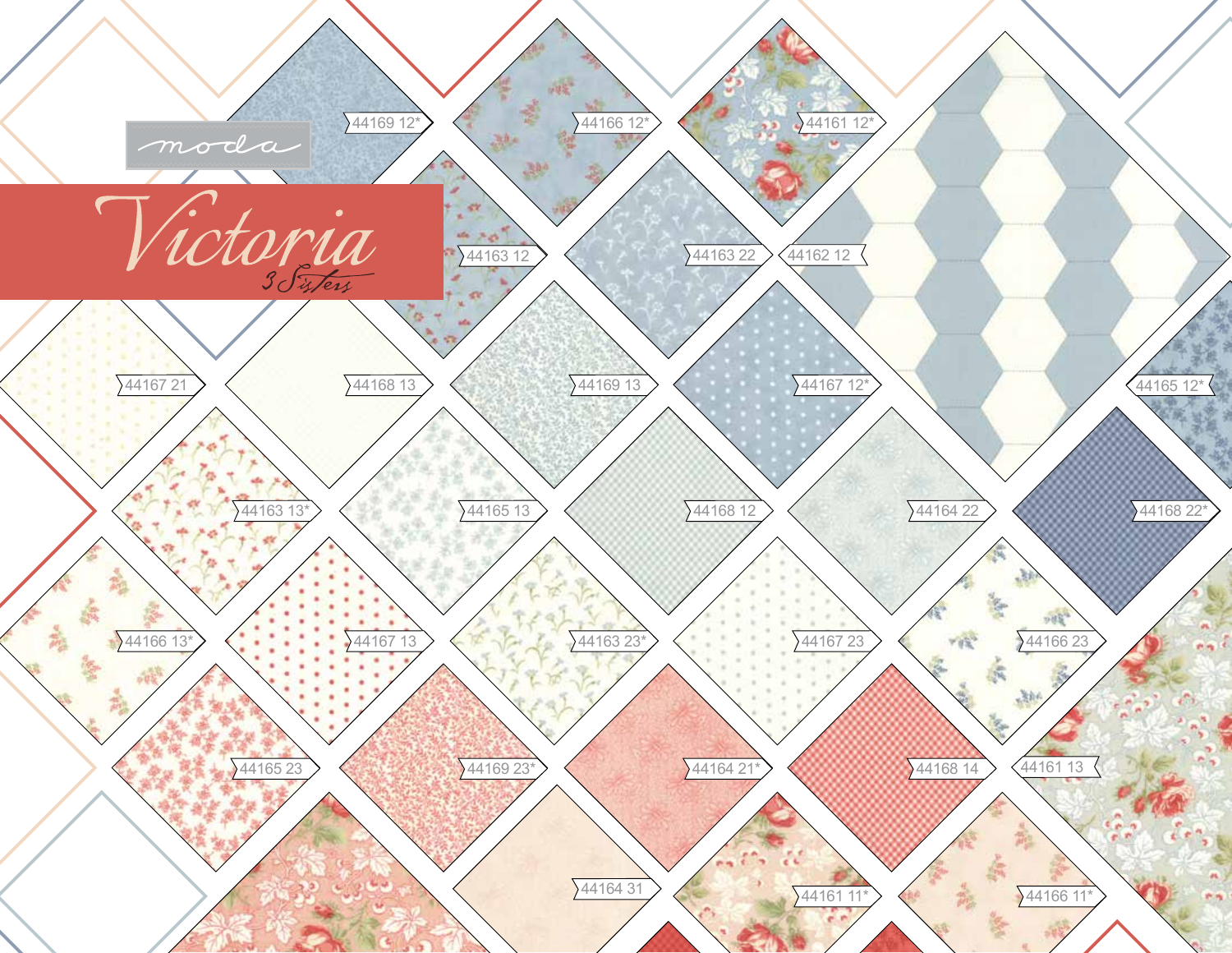moda

# Victoria

3 Sisters

44169 12*

44166 12*

44161 12*

44163 12

44163 22

44162 12

44167 21

44168 13

44169 13

44167 12*

44165 12*

44163 13*

44165 13

44168 12

44164 22

44168 22*

44166 13*

44167 13

44163 23*

44167 23

44166 23

44165 23

44169 23*

44164 21*

44168 14

44161 13

44164 31

44161 11*

44166 11*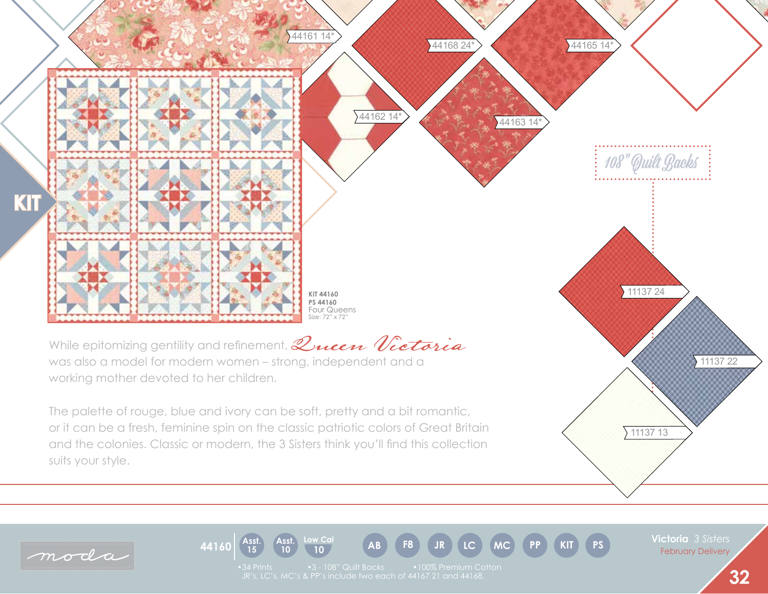44161 14*

44168 24*

44165 14*

44162 14*

44163 14*

108" Quilt Backs

KIT

**KIT 44160**
**PS 44160**
Four Queens
Size: 72" x 72"

11137 24

11137 22

11137 13

While epitomizing gentility and refinement, *Queen Victoria* was also a model for modern women – strong, independent and a working mother devoted to her children.

The palette of rouge, blue and ivory can be soft, pretty and a bit romantic, or it can be a fresh, feminine spin on the classic patriotic colors of Great Britain and the colonies. Classic or modern, the 3 Sisters think you'll find this collection suits your style.

moda

44160 | Asst. 15 | Asst. 10 | Low Cal 10 | AB | F8 | JR | LC | MC | PP | KIT | PS

•34 Prints •3 - 108" Quilt Backs •100% Premium Cotton
JR's, LC's, MC's & PP's include two each of 44167 21 and 44168.

**Victoria** *3 Sisters*
February Delivery